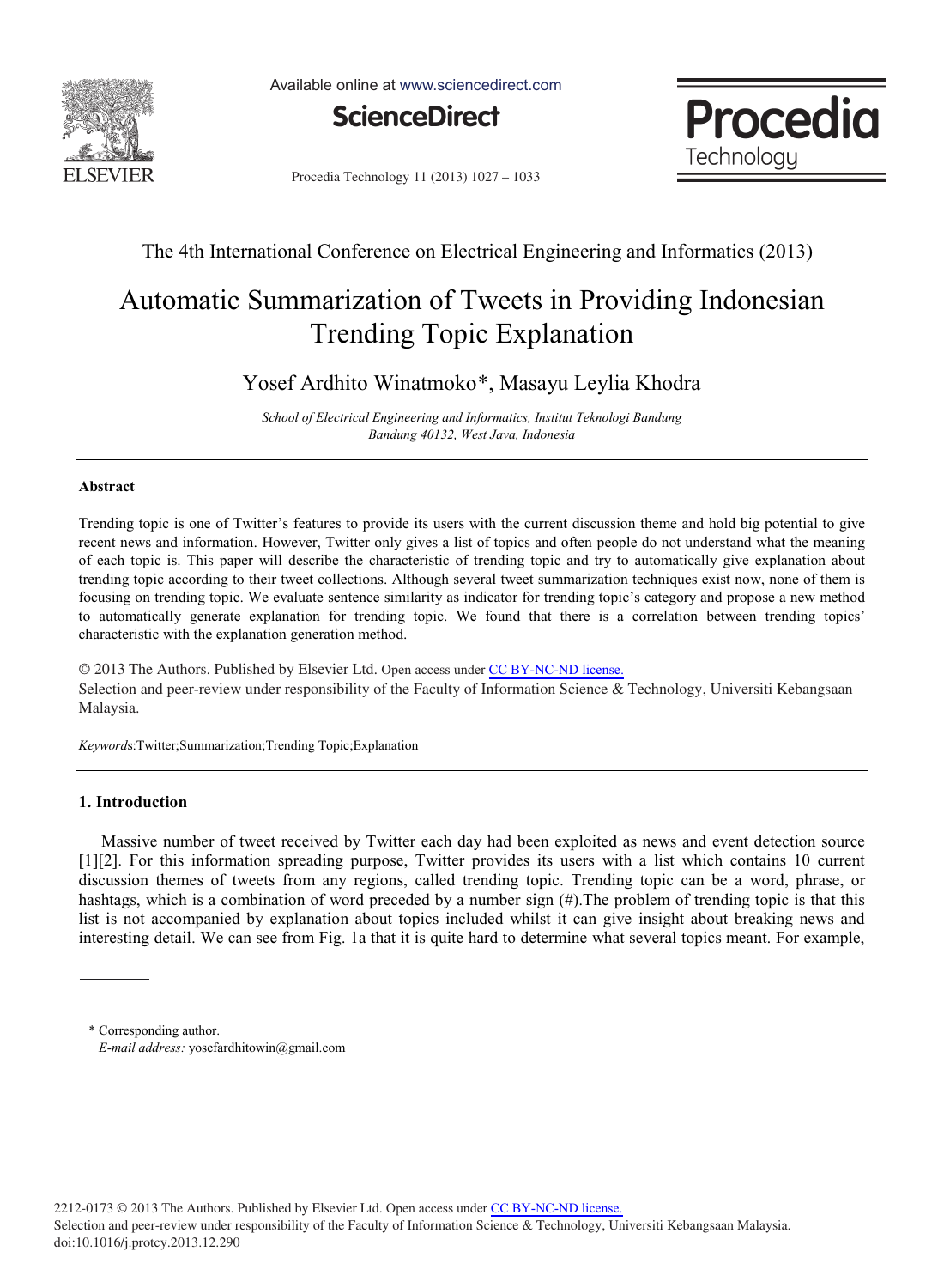# Automatic Summarization of Tweets in Providing Indonesian Trending Topic Explanation

Yosef Ardhito Winatmoko*, Masayu Leylia Khodra

*School of Electrical Engineering and Informatics, Institut Teknologi Bandung*
*Bandung 40132, West Java, Indonesia*

---

## Abstract

Trending topic is one of Twitter's features to provide its users with the current discussion theme and hold big potential to give recent news and information. However, Twitter only gives a list of topics and often people do not understand what the meaning of each topic is. This paper will describe the characteristic of trending topic and try to automatically give explanation about trending topic according to their tweet collections. Although several tweet summarization techniques exist now, none of them is focusing on trending topic. We evaluate sentence similarity as indicator for trending topic's category and propose a new method to automatically generate explanation for trending topic. We found that there is a correlation between trending topics' characteristic with the explanation generation method.

© 2013 The Authors. Published by Elsevier Ltd. Open access under CC BY-NC-ND license.
Selection and peer-review under responsibility of the Faculty of Information Science & Technology, Universiti Kebangsaan Malaysia.

*Keywords*:Twitter;Summarization;Trending Topic;Explanation

---

## 1. Introduction

Massive number of tweet received by Twitter each day had been exploited as news and event detection source [1][2]. For this information spreading purpose, Twitter provides its users with a list which contains 10 current discussion themes of tweets from any regions, called trending topic. Trending topic can be a word, phrase, or hashtags, which is a combination of word preceded by a number sign (#).The problem of trending topic is that this list is not accompanied by explanation about topics included whilst it can give insight about breaking news and interesting detail. We can see from Fig. 1a that it is quite hard to determine what several topics meant. For example,

---

\* Corresponding author.
*E-mail address:* yosefardhitowin@gmail.com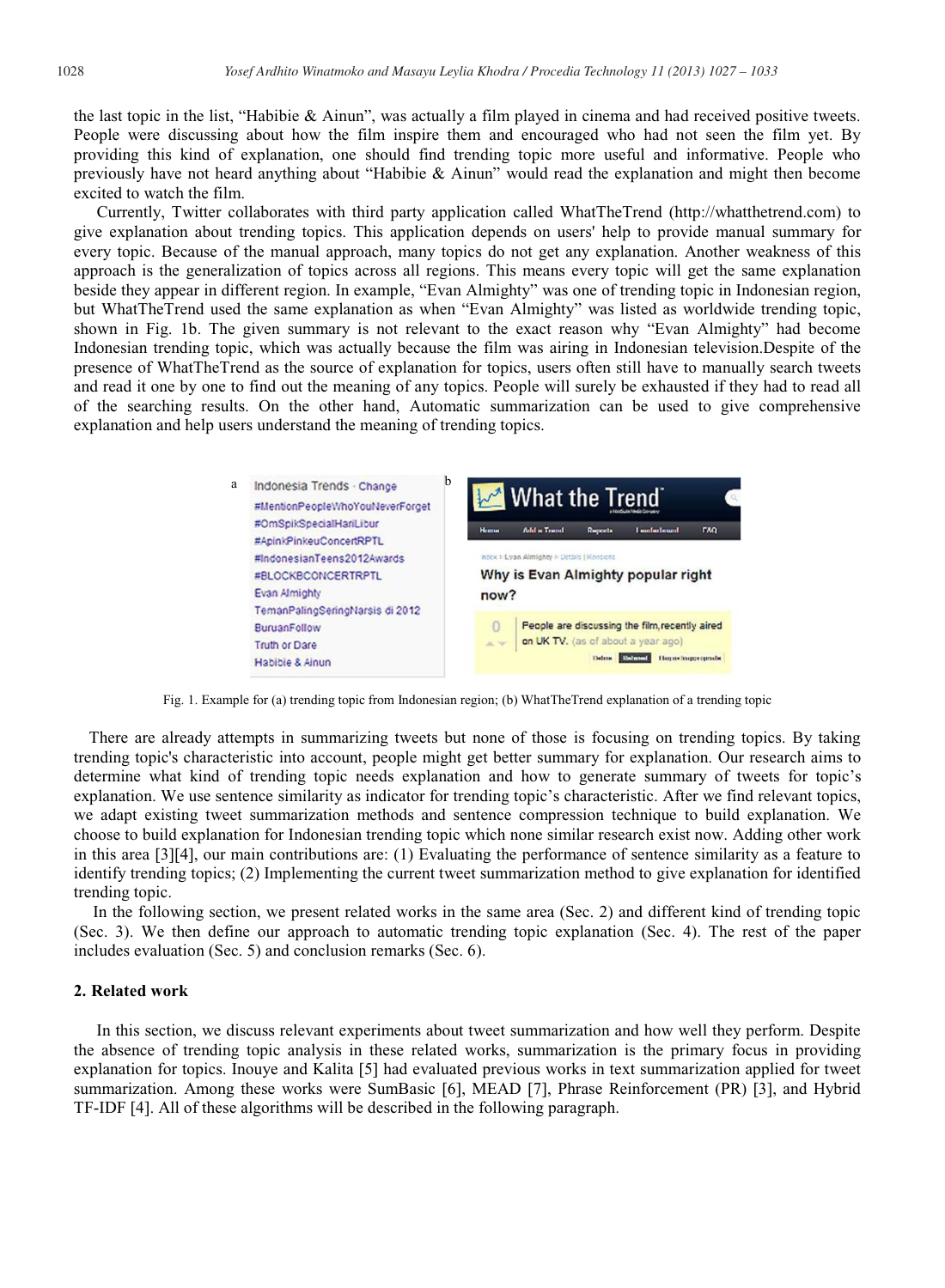the last topic in the list, "Habibie & Ainun", was actually a film played in cinema and had received positive tweets. People were discussing about how the film inspire them and encouraged who had not seen the film yet. By providing this kind of explanation, one should find trending topic more useful and informative. People who previously have not heard anything about "Habibie & Ainun" would read the explanation and might then become excited to watch the film.

Currently, Twitter collaborates with third party application called WhatTheTrend (http://whatthetrend.com) to give explanation about trending topics. This application depends on users' help to provide manual summary for every topic. Because of the manual approach, many topics do not get any explanation. Another weakness of this approach is the generalization of topics across all regions. This means every topic will get the same explanation beside they appear in different region. In example, "Evan Almighty" was one of trending topic in Indonesian region, but WhatTheTrend used the same explanation as when "Evan Almighty" was listed as worldwide trending topic, shown in Fig. 1b. The given summary is not relevant to the exact reason why "Evan Almighty" had become Indonesian trending topic, which was actually because the film was airing in Indonesian television.Despite of the presence of WhatTheTrend as the source of explanation for topics, users often still have to manually search tweets and read it one by one to find out the meaning of any topics. People will surely be exhausted if they had to read all of the searching results. On the other hand, Automatic summarization can be used to give comprehensive explanation and help users understand the meaning of trending topics.

Fig. 1. Example for (a) trending topic from Indonesian region; (b) WhatTheTrend explanation of a trending topic

There are already attempts in summarizing tweets but none of those is focusing on trending topics. By taking trending topic's characteristic into account, people might get better summary for explanation. Our research aims to determine what kind of trending topic needs explanation and how to generate summary of tweets for topic's explanation. We use sentence similarity as indicator for trending topic's characteristic. After we find relevant topics, we adapt existing tweet summarization methods and sentence compression technique to build explanation. We choose to build explanation for Indonesian trending topic which none similar research exist now. Adding other work in this area [3][4], our main contributions are: (1) Evaluating the performance of sentence similarity as a feature to identify trending topics; (2) Implementing the current tweet summarization method to give explanation for identified trending topic.

In the following section, we present related works in the same area (Sec. 2) and different kind of trending topic (Sec. 3). We then define our approach to automatic trending topic explanation (Sec. 4). The rest of the paper includes evaluation (Sec. 5) and conclusion remarks (Sec. 6).

## 2. Related work

In this section, we discuss relevant experiments about tweet summarization and how well they perform. Despite the absence of trending topic analysis in these related works, summarization is the primary focus in providing explanation for topics. Inouye and Kalita [5] had evaluated previous works in text summarization applied for tweet summarization. Among these works were SumBasic [6], MEAD [7], Phrase Reinforcement (PR) [3], and Hybrid TF-IDF [4]. All of these algorithms will be described in the following paragraph.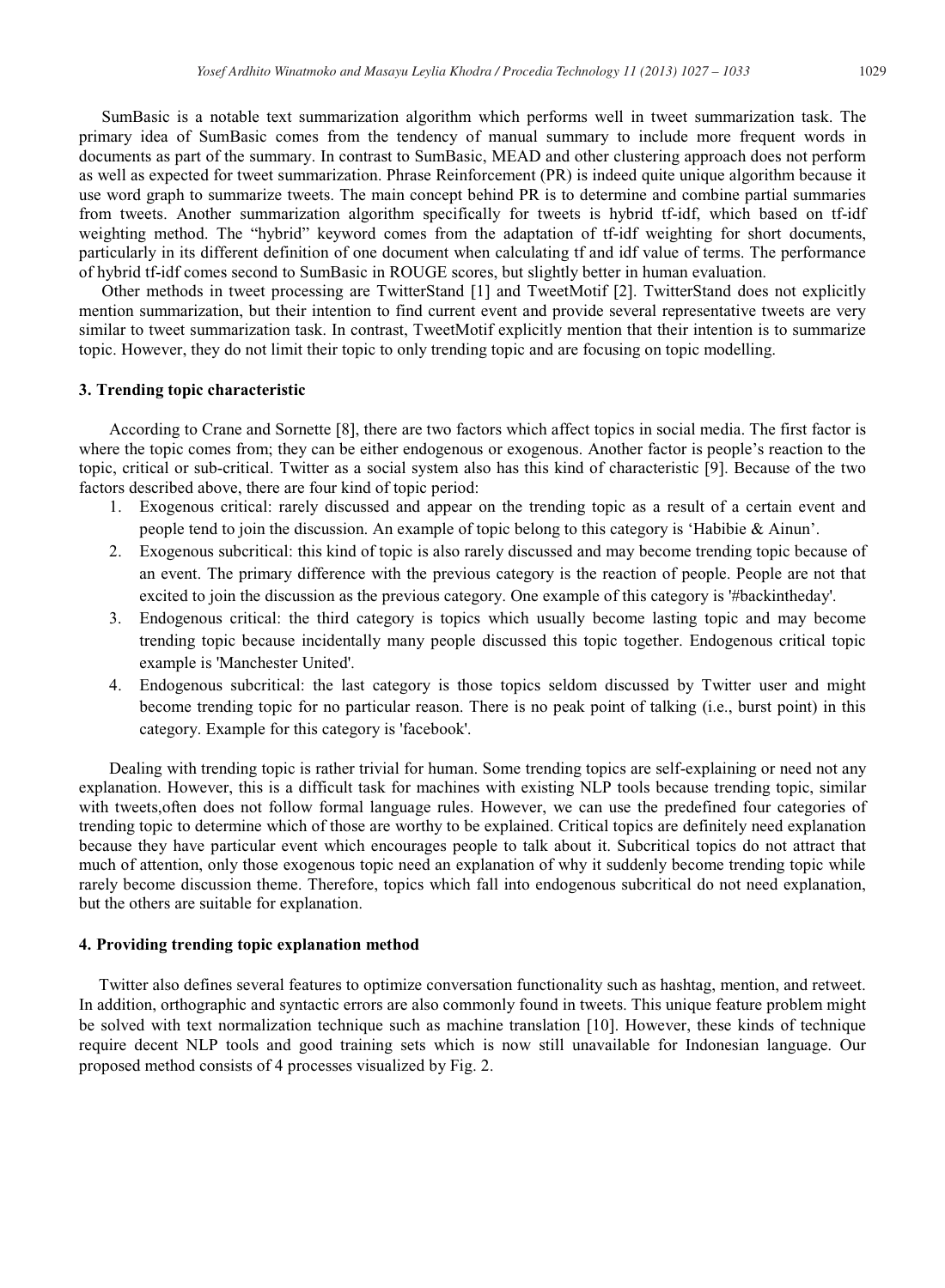SumBasic is a notable text summarization algorithm which performs well in tweet summarization task. The primary idea of SumBasic comes from the tendency of manual summary to include more frequent words in documents as part of the summary. In contrast to SumBasic, MEAD and other clustering approach does not perform as well as expected for tweet summarization. Phrase Reinforcement (PR) is indeed quite unique algorithm because it use word graph to summarize tweets. The main concept behind PR is to determine and combine partial summaries from tweets. Another summarization algorithm specifically for tweets is hybrid tf-idf, which based on tf-idf weighting method. The "hybrid" keyword comes from the adaptation of tf-idf weighting for short documents, particularly in its different definition of one document when calculating tf and idf value of terms. The performance of hybrid tf-idf comes second to SumBasic in ROUGE scores, but slightly better in human evaluation.

Other methods in tweet processing are TwitterStand [1] and TweetMotif [2]. TwitterStand does not explicitly mention summarization, but their intention to find current event and provide several representative tweets are very similar to tweet summarization task. In contrast, TweetMotif explicitly mention that their intention is to summarize topic. However, they do not limit their topic to only trending topic and are focusing on topic modelling.

## 3. Trending topic characteristic

According to Crane and Sornette [8], there are two factors which affect topics in social media. The first factor is where the topic comes from; they can be either endogenous or exogenous. Another factor is people's reaction to the topic, critical or sub-critical. Twitter as a social system also has this kind of characteristic [9]. Because of the two factors described above, there are four kind of topic period:

1. Exogenous critical: rarely discussed and appear on the trending topic as a result of a certain event and people tend to join the discussion. An example of topic belong to this category is 'Habibie & Ainun'.
2. Exogenous subcritical: this kind of topic is also rarely discussed and may become trending topic because of an event. The primary difference with the previous category is the reaction of people. People are not that excited to join the discussion as the previous category. One example of this category is '#backintheday'.
3. Endogenous critical: the third category is topics which usually become lasting topic and may become trending topic because incidentally many people discussed this topic together. Endogenous critical topic example is 'Manchester United'.
4. Endogenous subcritical: the last category is those topics seldom discussed by Twitter user and might become trending topic for no particular reason. There is no peak point of talking (i.e., burst point) in this category. Example for this category is 'facebook'.

Dealing with trending topic is rather trivial for human. Some trending topics are self-explaining or need not any explanation. However, this is a difficult task for machines with existing NLP tools because trending topic, similar with tweets,often does not follow formal language rules. However, we can use the predefined four categories of trending topic to determine which of those are worthy to be explained. Critical topics are definitely need explanation because they have particular event which encourages people to talk about it. Subcritical topics do not attract that much of attention, only those exogenous topic need an explanation of why it suddenly become trending topic while rarely become discussion theme. Therefore, topics which fall into endogenous subcritical do not need explanation, but the others are suitable for explanation.

## 4. Providing trending topic explanation method

Twitter also defines several features to optimize conversation functionality such as hashtag, mention, and retweet. In addition, orthographic and syntactic errors are also commonly found in tweets. This unique feature problem might be solved with text normalization technique such as machine translation [10]. However, these kinds of technique require decent NLP tools and good training sets which is now still unavailable for Indonesian language. Our proposed method consists of 4 processes visualized by Fig. 2.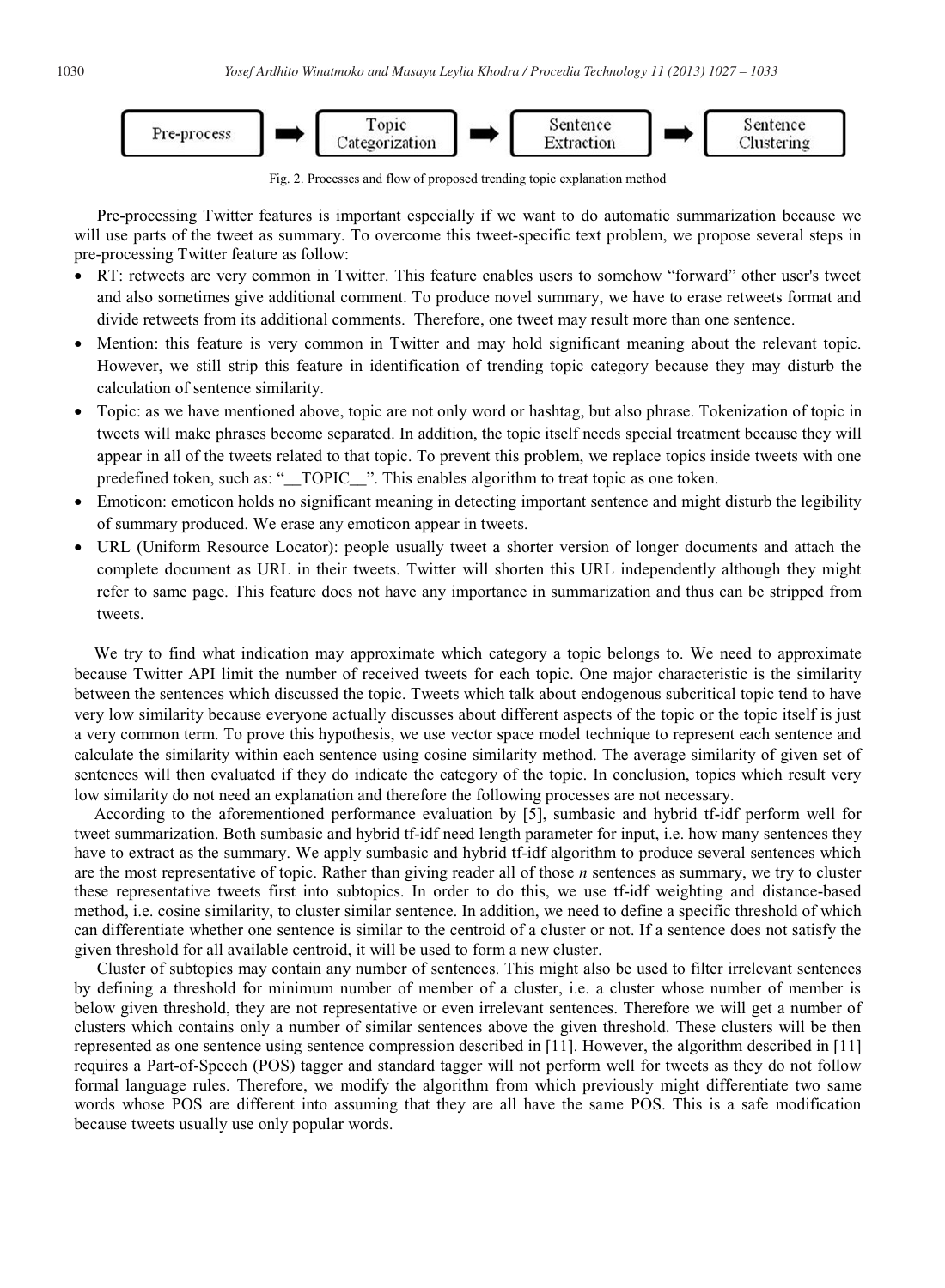Pre-process → Topic Categorization → Sentence Extraction → Sentence Clustering

Fig. 2. Processes and flow of proposed trending topic explanation method

Pre-processing Twitter features is important especially if we want to do automatic summarization because we will use parts of the tweet as summary. To overcome this tweet-specific text problem, we propose several steps in pre-processing Twitter feature as follow:

- RT: retweets are very common in Twitter. This feature enables users to somehow "forward" other user's tweet and also sometimes give additional comment. To produce novel summary, we have to erase retweets format and divide retweets from its additional comments. Therefore, one tweet may result more than one sentence.
- Mention: this feature is very common in Twitter and may hold significant meaning about the relevant topic. However, we still strip this feature in identification of trending topic category because they may disturb the calculation of sentence similarity.
- Topic: as we have mentioned above, topic are not only word or hashtag, but also phrase. Tokenization of topic in tweets will make phrases become separated. In addition, the topic itself needs special treatment because they will appear in all of the tweets related to that topic. To prevent this problem, we replace topics inside tweets with one predefined token, such as: "__TOPIC__". This enables algorithm to treat topic as one token.
- Emoticon: emoticon holds no significant meaning in detecting important sentence and might disturb the legibility of summary produced. We erase any emoticon appear in tweets.
- URL (Uniform Resource Locator): people usually tweet a shorter version of longer documents and attach the complete document as URL in their tweets. Twitter will shorten this URL independently although they might refer to same page. This feature does not have any importance in summarization and thus can be stripped from tweets.

We try to find what indication may approximate which category a topic belongs to. We need to approximate because Twitter API limit the number of received tweets for each topic. One major characteristic is the similarity between the sentences which discussed the topic. Tweets which talk about endogenous subcritical topic tend to have very low similarity because everyone actually discusses about different aspects of the topic or the topic itself is just a very common term. To prove this hypothesis, we use vector space model technique to represent each sentence and calculate the similarity within each sentence using cosine similarity method. The average similarity of given set of sentences will then evaluated if they do indicate the category of the topic. In conclusion, topics which result very low similarity do not need an explanation and therefore the following processes are not necessary.

According to the aforementioned performance evaluation by [5], sumbasic and hybrid tf-idf perform well for tweet summarization. Both sumbasic and hybrid tf-idf need length parameter for input, i.e. how many sentences they have to extract as the summary. We apply sumbasic and hybrid tf-idf algorithm to produce several sentences which are the most representative of topic. Rather than giving reader all of those *n* sentences as summary, we try to cluster these representative tweets first into subtopics. In order to do this, we use tf-idf weighting and distance-based method, i.e. cosine similarity, to cluster similar sentence. In addition, we need to define a specific threshold of which can differentiate whether one sentence is similar to the centroid of a cluster or not. If a sentence does not satisfy the given threshold for all available centroid, it will be used to form a new cluster.

Cluster of subtopics may contain any number of sentences. This might also be used to filter irrelevant sentences by defining a threshold for minimum number of member of a cluster, i.e. a cluster whose number of member is below given threshold, they are not representative or even irrelevant sentences. Therefore we will get a number of clusters which contains only a number of similar sentences above the given threshold. These clusters will be then represented as one sentence using sentence compression described in [11]. However, the algorithm described in [11] requires a Part-of-Speech (POS) tagger and standard tagger will not perform well for tweets as they do not follow formal language rules. Therefore, we modify the algorithm from which previously might differentiate two same words whose POS are different into assuming that they are all have the same POS. This is a safe modification because tweets usually use only popular words.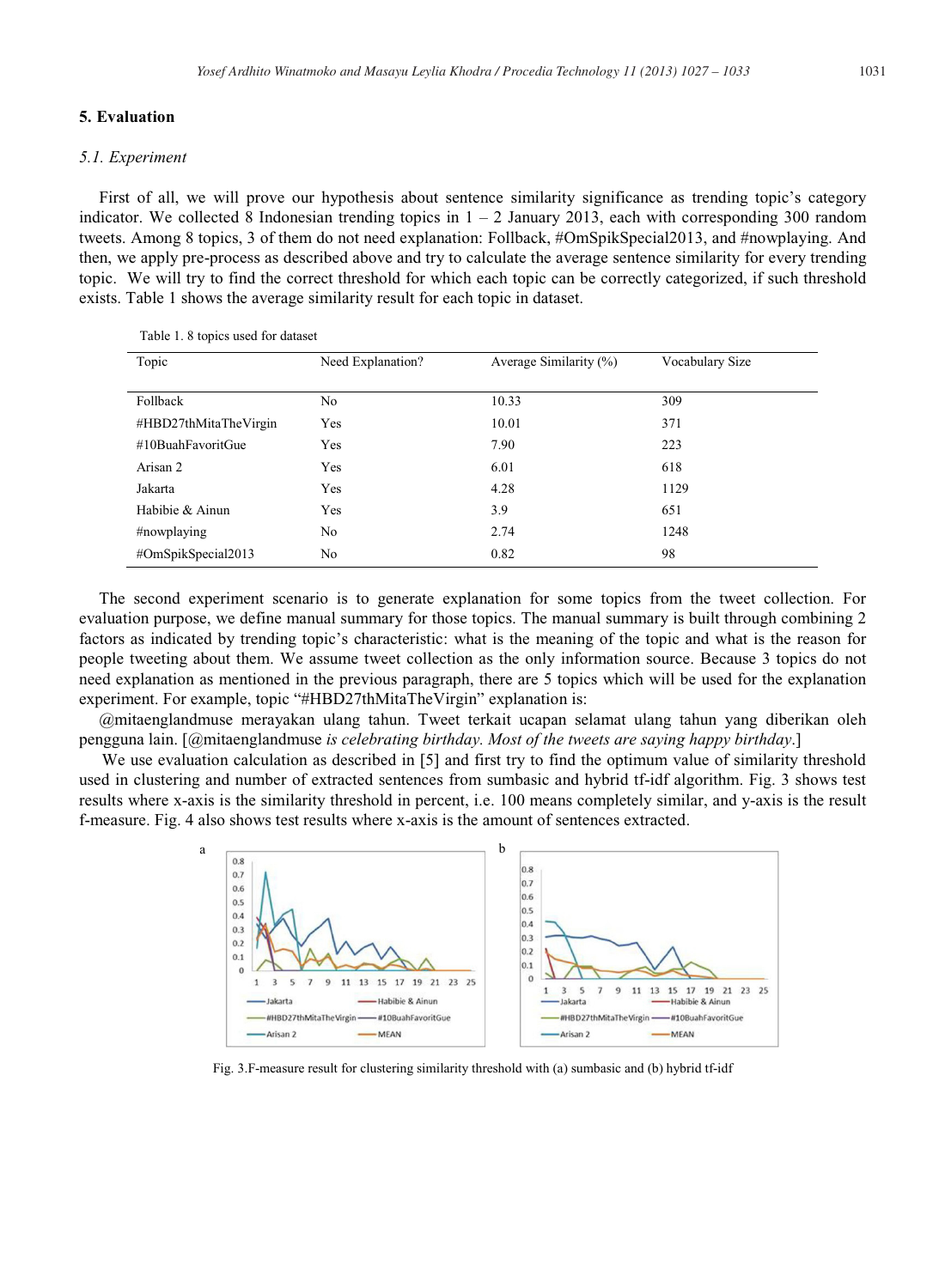## 5. Evaluation

### *5.1. Experiment*

First of all, we will prove our hypothesis about sentence similarity significance as trending topic's category indicator. We collected 8 Indonesian trending topics in 1 – 2 January 2013, each with corresponding 300 random tweets. Among 8 topics, 3 of them do not need explanation: Follback, #OmSpikSpecial2013, and #nowplaying. And then, we apply pre-process as described above and try to calculate the average sentence similarity for every trending topic. We will try to find the correct threshold for which each topic can be correctly categorized, if such threshold exists. Table 1 shows the average similarity result for each topic in dataset.

Table 1. 8 topics used for dataset

| Topic | Need Explanation? | Average Similarity (%) | Vocabulary Size |
|---|---|---|---|
| Follback | No | 10.33 | 309 |
| #HBD27thMitaTheVirgin | Yes | 10.01 | 371 |
| #10BuahFavoritGue | Yes | 7.90 | 223 |
| Arisan 2 | Yes | 6.01 | 618 |
| Jakarta | Yes | 4.28 | 1129 |
| Habibie & Ainun | Yes | 3.9 | 651 |
| #nowplaying | No | 2.74 | 1248 |
| #OmSpikSpecial2013 | No | 0.82 | 98 |

The second experiment scenario is to generate explanation for some topics from the tweet collection. For evaluation purpose, we define manual summary for those topics. The manual summary is built through combining 2 factors as indicated by trending topic's characteristic: what is the meaning of the topic and what is the reason for people tweeting about them. We assume tweet collection as the only information source. Because 3 topics do not need explanation as mentioned in the previous paragraph, there are 5 topics which will be used for the explanation experiment. For example, topic "#HBD27thMitaTheVirgin" explanation is:

@mitaenglandmuse merayakan ulang tahun. Tweet terkait ucapan selamat ulang tahun yang diberikan oleh pengguna lain. [@mitaenglandmuse *is celebrating birthday. Most of the tweets are saying happy birthday*.]

We use evaluation calculation as described in [5] and first try to find the optimum value of similarity threshold used in clustering and number of extracted sentences from sumbasic and hybrid tf-idf algorithm. Fig. 3 shows test results where x-axis is the similarity threshold in percent, i.e. 100 means completely similar, and y-axis is the result f-measure. Fig. 4 also shows test results where x-axis is the amount of sentences extracted.

Fig. 3.F-measure result for clustering similarity threshold with (a) sumbasic and (b) hybrid tf-idf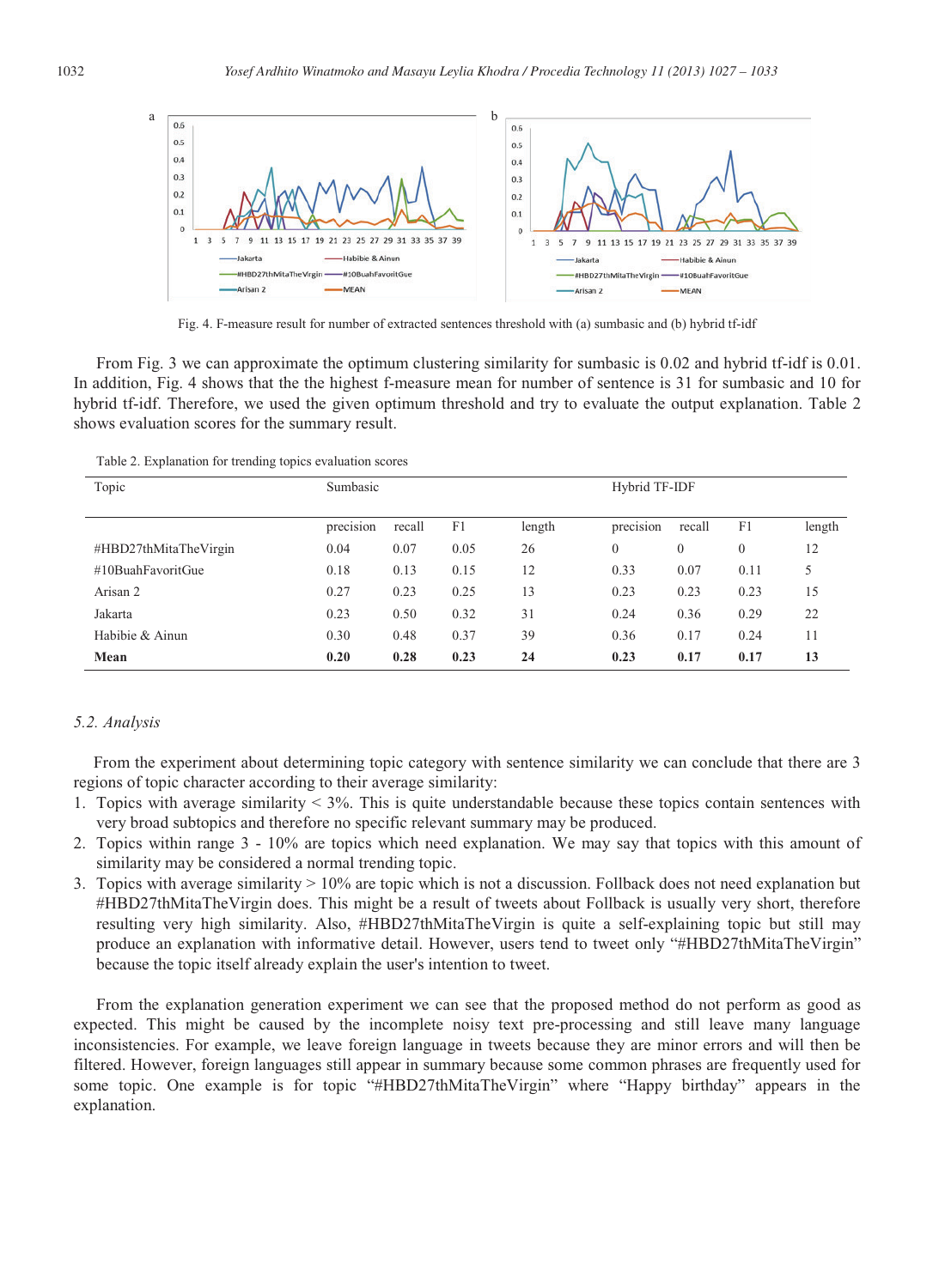Fig. 4. F-measure result for number of extracted sentences threshold with (a) sumbasic and (b) hybrid tf-idf

From Fig. 3 we can approximate the optimum clustering similarity for sumbasic is 0.02 and hybrid tf-idf is 0.01. In addition, Fig. 4 shows that the the highest f-measure mean for number of sentence is 31 for sumbasic and 10 for hybrid tf-idf. Therefore, we used the given optimum threshold and try to evaluate the output explanation. Table 2 shows evaluation scores for the summary result.

Table 2. Explanation for trending topics evaluation scores

| Topic | Sumbasic | | | | Hybrid TF-IDF | | | |
|---|---|---|---|---|---|---|---|---|
| | precision | recall | F1 | length | precision | recall | F1 | length |
| #HBD27thMitaTheVirgin | 0.04 | 0.07 | 0.05 | 26 | 0 | 0 | 0 | 12 |
| #10BuahFavoritGue | 0.18 | 0.13 | 0.15 | 12 | 0.33 | 0.07 | 0.11 | 5 |
| Arisan 2 | 0.27 | 0.23 | 0.25 | 13 | 0.23 | 0.23 | 0.23 | 15 |
| Jakarta | 0.23 | 0.50 | 0.32 | 31 | 0.24 | 0.36 | 0.29 | 22 |
| Habibie & Ainun | 0.30 | 0.48 | 0.37 | 39 | 0.36 | 0.17 | 0.24 | 11 |
| **Mean** | **0.20** | **0.28** | **0.23** | **24** | **0.23** | **0.17** | **0.17** | **13** |

### *5.2. Analysis*

From the experiment about determining topic category with sentence similarity we can conclude that there are 3 regions of topic character according to their average similarity:

1. Topics with average similarity < 3%. This is quite understandable because these topics contain sentences with very broad subtopics and therefore no specific relevant summary may be produced.
2. Topics within range 3 - 10% are topics which need explanation. We may say that topics with this amount of similarity may be considered a normal trending topic.
3. Topics with average similarity > 10% are topic which is not a discussion. Follback does not need explanation but #HBD27thMitaTheVirgin does. This might be a result of tweets about Follback is usually very short, therefore resulting very high similarity. Also, #HBD27thMitaTheVirgin is quite a self-explaining topic but still may produce an explanation with informative detail. However, users tend to tweet only "#HBD27thMitaTheVirgin" because the topic itself already explain the user's intention to tweet.

From the explanation generation experiment we can see that the proposed method do not perform as good as expected. This might be caused by the incomplete noisy text pre-processing and still leave many language inconsistencies. For example, we leave foreign language in tweets because they are minor errors and will then be filtered. However, foreign languages still appear in summary because some common phrases are frequently used for some topic. One example is for topic "#HBD27thMitaTheVirgin" where "Happy birthday" appears in the explanation.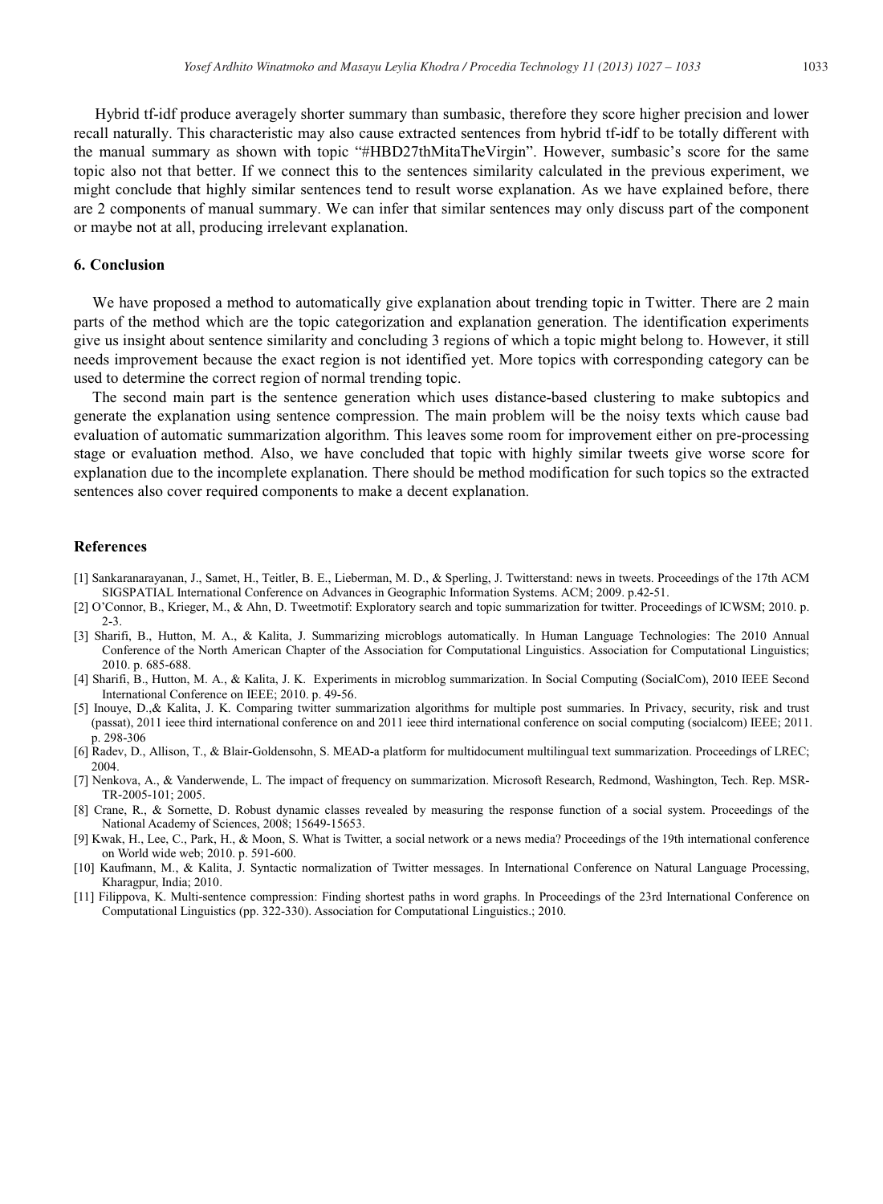Hybrid tf-idf produce averagely shorter summary than sumbasic, therefore they score higher precision and lower recall naturally. This characteristic may also cause extracted sentences from hybrid tf-idf to be totally different with the manual summary as shown with topic "#HBD27thMitaTheVirgin". However, sumbasic's score for the same topic also not that better. If we connect this to the sentences similarity calculated in the previous experiment, we might conclude that highly similar sentences tend to result worse explanation. As we have explained before, there are 2 components of manual summary. We can infer that similar sentences may only discuss part of the component or maybe not at all, producing irrelevant explanation.

## 6. Conclusion

We have proposed a method to automatically give explanation about trending topic in Twitter. There are 2 main parts of the method which are the topic categorization and explanation generation. The identification experiments give us insight about sentence similarity and concluding 3 regions of which a topic might belong to. However, it still needs improvement because the exact region is not identified yet. More topics with corresponding category can be used to determine the correct region of normal trending topic.

The second main part is the sentence generation which uses distance-based clustering to make subtopics and generate the explanation using sentence compression. The main problem will be the noisy texts which cause bad evaluation of automatic summarization algorithm. This leaves some room for improvement either on pre-processing stage or evaluation method. Also, we have concluded that topic with highly similar tweets give worse score for explanation due to the incomplete explanation. There should be method modification for such topics so the extracted sentences also cover required components to make a decent explanation.

## References

[1] Sankaranarayanan, J., Samet, H., Teitler, B. E., Lieberman, M. D., & Sperling, J. Twitterstand: news in tweets. Proceedings of the 17th ACM SIGSPATIAL International Conference on Advances in Geographic Information Systems. ACM; 2009. p.42-51.

[2] O'Connor, B., Krieger, M., & Ahn, D. Tweetmotif: Exploratory search and topic summarization for twitter. Proceedings of ICWSM; 2010. p. 2-3.

[3] Sharifi, B., Hutton, M. A., & Kalita, J. Summarizing microblogs automatically. In Human Language Technologies: The 2010 Annual Conference of the North American Chapter of the Association for Computational Linguistics. Association for Computational Linguistics; 2010. p. 685-688.

[4] Sharifi, B., Hutton, M. A., & Kalita, J. K. Experiments in microblog summarization. In Social Computing (SocialCom), 2010 IEEE Second International Conference on IEEE; 2010. p. 49-56.

[5] Inouye, D.,& Kalita, J. K. Comparing twitter summarization algorithms for multiple post summaries. In Privacy, security, risk and trust (passat), 2011 ieee third international conference on and 2011 ieee third international conference on social computing (socialcom) IEEE; 2011. p. 298-306

[6] Radev, D., Allison, T., & Blair-Goldensohn, S. MEAD-a platform for multidocument multilingual text summarization. Proceedings of LREC; 2004.

[7] Nenkova, A., & Vanderwende, L. The impact of frequency on summarization. Microsoft Research, Redmond, Washington, Tech. Rep. MSR-TR-2005-101; 2005.

[8] Crane, R., & Sornette, D. Robust dynamic classes revealed by measuring the response function of a social system. Proceedings of the National Academy of Sciences, 2008; 15649-15653.

[9] Kwak, H., Lee, C., Park, H., & Moon, S. What is Twitter, a social network or a news media? Proceedings of the 19th international conference on World wide web; 2010. p. 591-600.

[10] Kaufmann, M., & Kalita, J. Syntactic normalization of Twitter messages. In International Conference on Natural Language Processing, Kharagpur, India; 2010.

[11] Filippova, K. Multi-sentence compression: Finding shortest paths in word graphs. In Proceedings of the 23rd International Conference on Computational Linguistics (pp. 322-330). Association for Computational Linguistics.; 2010.